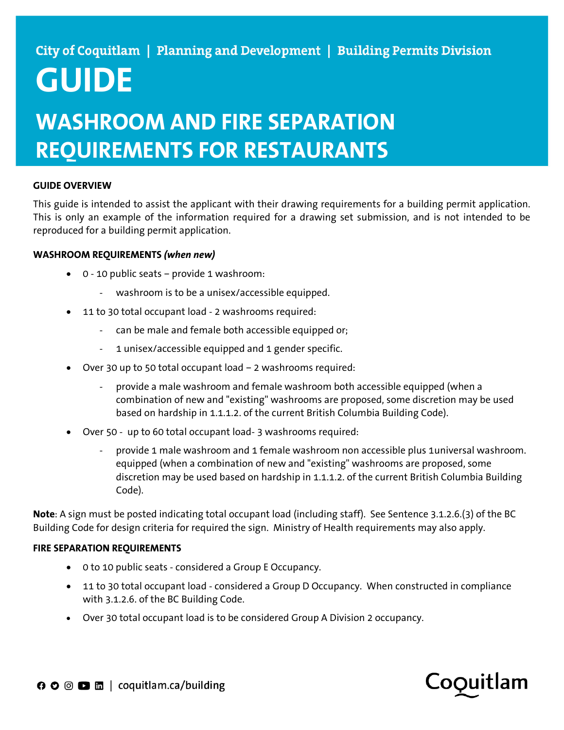City of Coquitlam | Planning and Development | Building Permits Division

# GUIDE

## WASHROOM AND FIRE SEPARATION REQUIREMENTS FOR RESTAURANTS

### GUIDE OVERVIEW

This guide is intended to assist the applicant with their drawing requirements for a building permit application. This is only an example of the information required for a drawing set submission, and is not intended to be reproduced for a building permit application.

### WASHROOM REQUIREMENTS *(when new)*

- 0 - 10 public seats – provide 1 washroom:
  - washroom is to be a unisex/accessible equipped.
- 11 to 30 total occupant load - 2 washrooms required:
  - can be male and female both accessible equipped or;
  - 1 unisex/accessible equipped and 1 gender specific.
- Over 30 up to 50 total occupant load – 2 washrooms required:
  - provide a male washroom and female washroom both accessible equipped (when a combination of new and "existing" washrooms are proposed, some discretion may be used based on hardship in 1.1.1.2. of the current British Columbia Building Code).
- Over 50 - up to 60 total occupant load- 3 washrooms required:
  - provide 1 male washroom and 1 female washroom non accessible plus 1universal washroom. equipped (when a combination of new and "existing" washrooms are proposed, some discretion may be used based on hardship in 1.1.1.2. of the current British Columbia Building Code).

**Note**: A sign must be posted indicating total occupant load (including staff). See Sentence 3.1.2.6.(3) of the BC Building Code for design criteria for required the sign. Ministry of Health requirements may also apply.

### FIRE SEPARATION REQUIREMENTS

- 0 to 10 public seats - considered a Group E Occupancy.
- 11 to 30 total occupant load - considered a Group D Occupancy. When constructed in compliance with 3.1.2.6. of the BC Building Code.
- Over 30 total occupant load is to be considered Group A Division 2 occupancy.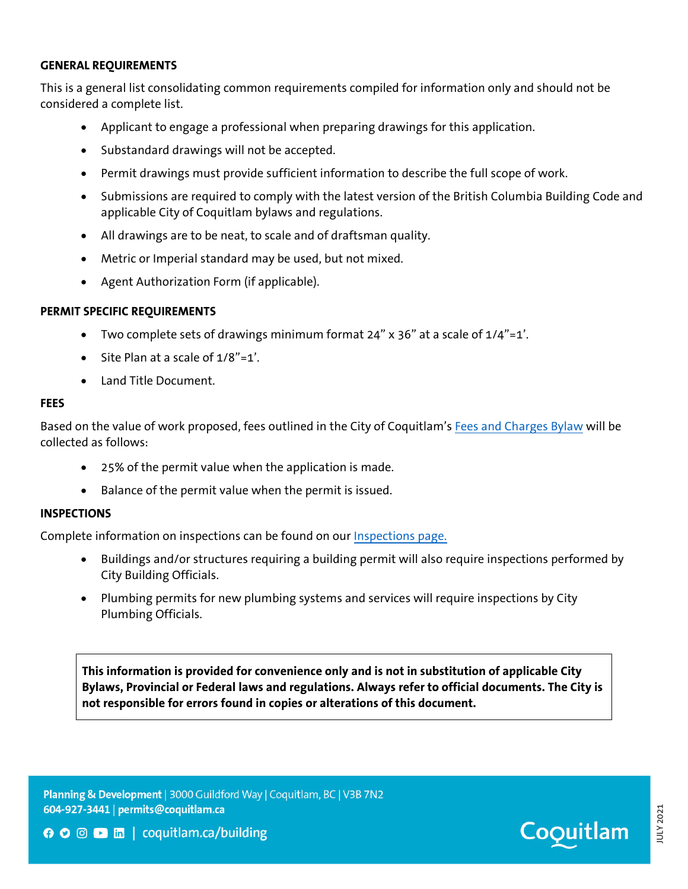### GENERAL REQUIREMENTS

This is a general list consolidating common requirements compiled for information only and should not be considered a complete list.

- Applicant to engage a professional when preparing drawings for this application.
- Substandard drawings will not be accepted.
- Permit drawings must provide sufficient information to describe the full scope of work.
- Submissions are required to comply with the latest version of the British Columbia Building Code and applicable City of Coquitlam bylaws and regulations.
- All drawings are to be neat, to scale and of draftsman quality.
- Metric or Imperial standard may be used, but not mixed.
- Agent Authorization Form (if applicable).

### PERMIT SPECIFIC REQUIREMENTS

- Two complete sets of drawings minimum format 24" x 36" at a scale of 1/4"=1'.
- Site Plan at a scale of 1/8"=1'.
- Land Title Document.

### FEES

Based on the value of work proposed, fees outlined in the City of Coquitlam's Fees and Charges Bylaw will be collected as follows:

- 25% of the permit value when the application is made.
- Balance of the permit value when the permit is issued.

### INSPECTIONS

Complete information on inspections can be found on our Inspections page.

- Buildings and/or structures requiring a building permit will also require inspections performed by City Building Officials.
- Plumbing permits for new plumbing systems and services will require inspections by City Plumbing Officials.

**This information is provided for convenience only and is not in substitution of applicable City Bylaws, Provincial or Federal laws and regulations. Always refer to official documents. The City is not responsible for errors found in copies or alterations of this document.**

**Planning & Development** | 3000 Guildford Way | Coquitlam, BC | V3B 7N2
**604-927-3441** | **permits@coquitlam.ca**

coquitlam.ca/building

Coquitlam

JULY 2021